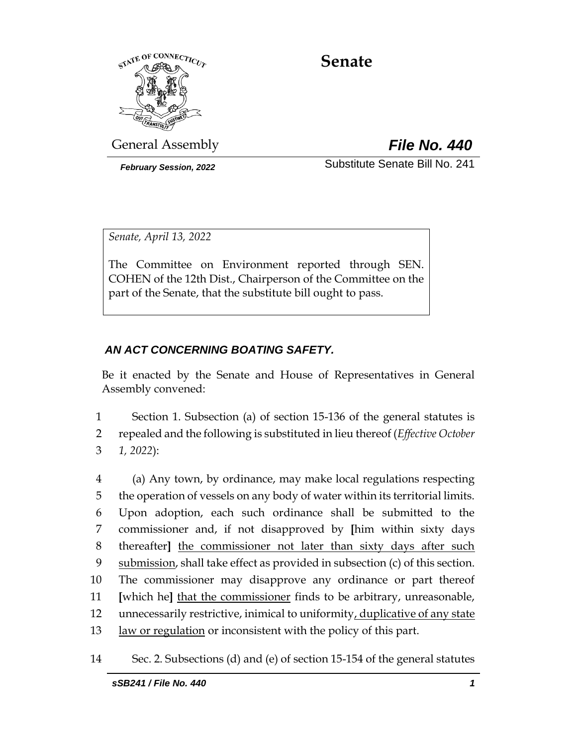# Senate

General Assembly **_File No. 440_**

***February Session, 2022*** Substitute Senate Bill No. 241

*Senate, April 13, 2022*

The Committee on Environment reported through SEN. COHEN of the 12th Dist., Chairperson of the Committee on the part of the Senate, that the substitute bill ought to pass.

***AN ACT CONCERNING BOATING SAFETY.***

Be it enacted by the Senate and House of Representatives in General Assembly convened:

1 Section 1. Subsection (a) of section 15-136 of the general statutes is
2 repealed and the following is substituted in lieu thereof (*Effective October*
3 *1, 2022*):

4 (a) Any town, by ordinance, may make local regulations respecting
5 the operation of vessels on any body of water within its territorial limits.
6 Upon adoption, each such ordinance shall be submitted to the
7 commissioner and, if not disapproved by [him within sixty days
8 thereafter] <u>the commissioner not later than sixty days after such</u>
9 <u>submission</u>, shall take effect as provided in subsection (c) of this section.
10 The commissioner may disapprove any ordinance or part thereof
11 [which he] <u>that the commissioner</u> finds to be arbitrary, unreasonable,
12 unnecessarily restrictive, inimical to uniformity<u>, duplicative of any state</u>
13 <u>law or regulation</u> or inconsistent with the policy of this part.

14 Sec. 2. Subsections (d) and (e) of section 15-154 of the general statutes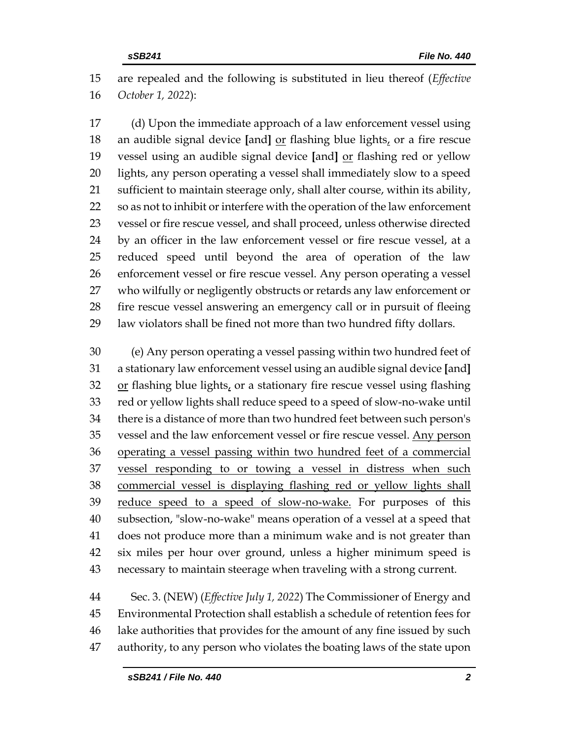15 are repealed and the following is substituted in lieu thereof (*Effective* 16 *October 1, 2022*):

17 (d) Upon the immediate approach of a law enforcement vessel using 18 an audible signal device **[**and**]** <u>or</u> flashing blue lights<u>,</u> or a fire rescue 19 vessel using an audible signal device **[**and**]** <u>or</u> flashing red or yellow 20 lights, any person operating a vessel shall immediately slow to a speed 21 sufficient to maintain steerage only, shall alter course, within its ability, 22 so as not to inhibit or interfere with the operation of the law enforcement 23 vessel or fire rescue vessel, and shall proceed, unless otherwise directed 24 by an officer in the law enforcement vessel or fire rescue vessel, at a 25 reduced speed until beyond the area of operation of the law 26 enforcement vessel or fire rescue vessel. Any person operating a vessel 27 who wilfully or negligently obstructs or retards any law enforcement or 28 fire rescue vessel answering an emergency call or in pursuit of fleeing 29 law violators shall be fined not more than two hundred fifty dollars.

30 (e) Any person operating a vessel passing within two hundred feet of 31 a stationary law enforcement vessel using an audible signal device **[**and**]** 32 <u>or</u> flashing blue lights<u>,</u> or a stationary fire rescue vessel using flashing 33 red or yellow lights shall reduce speed to a speed of slow-no-wake until 34 there is a distance of more than two hundred feet between such person's 35 vessel and the law enforcement vessel or fire rescue vessel. <u>Any person</u> 36 <u>operating a vessel passing within two hundred feet of a commercial</u> 37 <u>vessel responding to or towing a vessel in distress when such</u> 38 <u>commercial vessel is displaying flashing red or yellow lights shall</u> 39 <u>reduce speed to a speed of slow-no-wake.</u> For purposes of this 40 subsection, "slow-no-wake" means operation of a vessel at a speed that 41 does not produce more than a minimum wake and is not greater than 42 six miles per hour over ground, unless a higher minimum speed is 43 necessary to maintain steerage when traveling with a strong current.

44 Sec. 3. (NEW) (*Effective July 1, 2022*) The Commissioner of Energy and 45 Environmental Protection shall establish a schedule of retention fees for 46 lake authorities that provides for the amount of any fine issued by such 47 authority, to any person who violates the boating laws of the state upon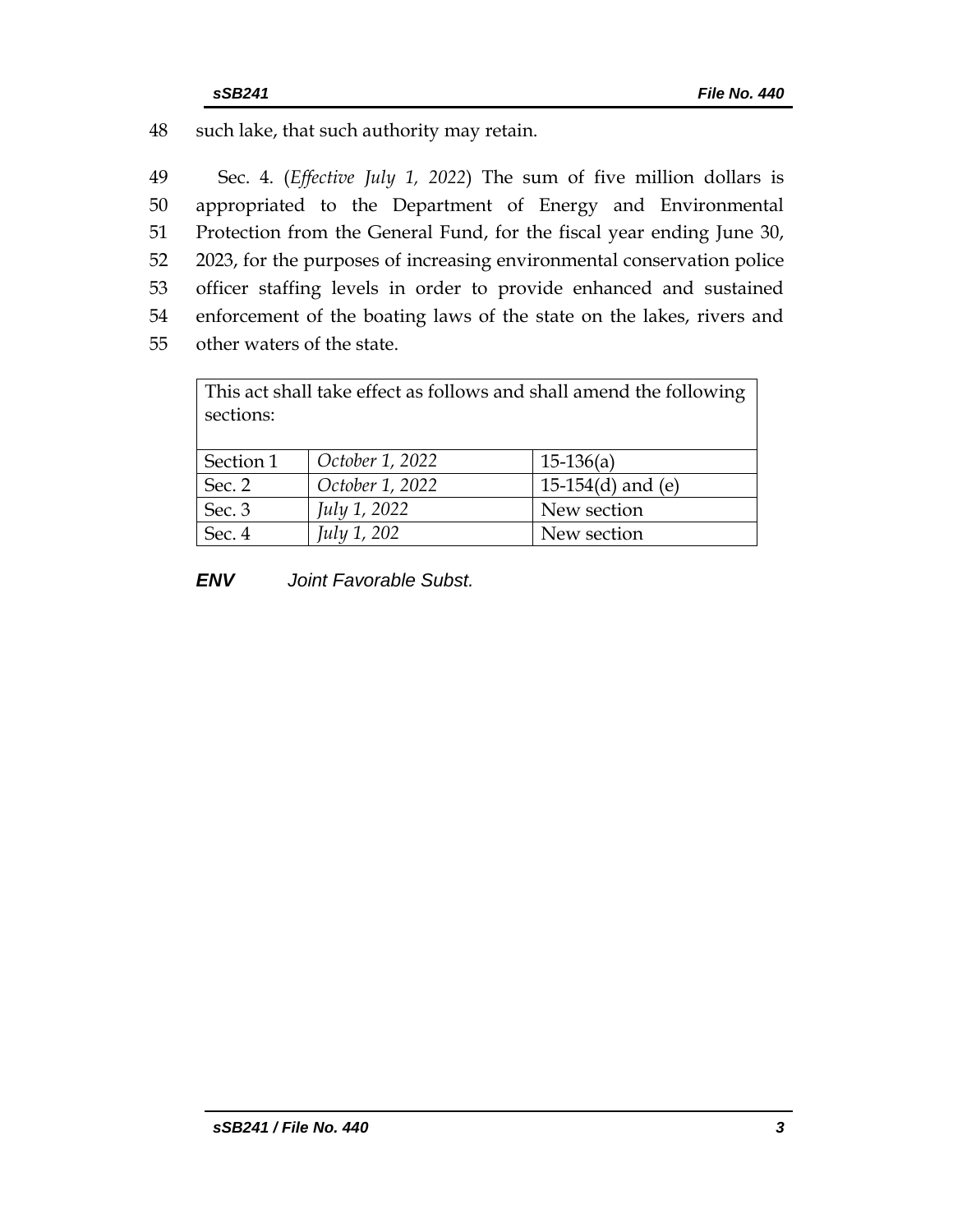48 such lake, that such authority may retain.

49 Sec. 4. (*Effective July 1, 2022*) The sum of five million dollars is
50 appropriated to the Department of Energy and Environmental
51 Protection from the General Fund, for the fiscal year ending June 30,
52 2023, for the purposes of increasing environmental conservation police
53 officer staffing levels in order to provide enhanced and sustained
54 enforcement of the boating laws of the state on the lakes, rivers and
55 other waters of the state.

| This act shall take effect as follows and shall amend the following sections: | | |
|---|---|---|
| Section 1 | *October 1, 2022* | 15-136(a) |
| Sec. 2 | *October 1, 2022* | 15-154(d) and (e) |
| Sec. 3 | *July 1, 2022* | New section |
| Sec. 4 | *July 1, 202* | New section |

***ENV*** *Joint Favorable Subst.*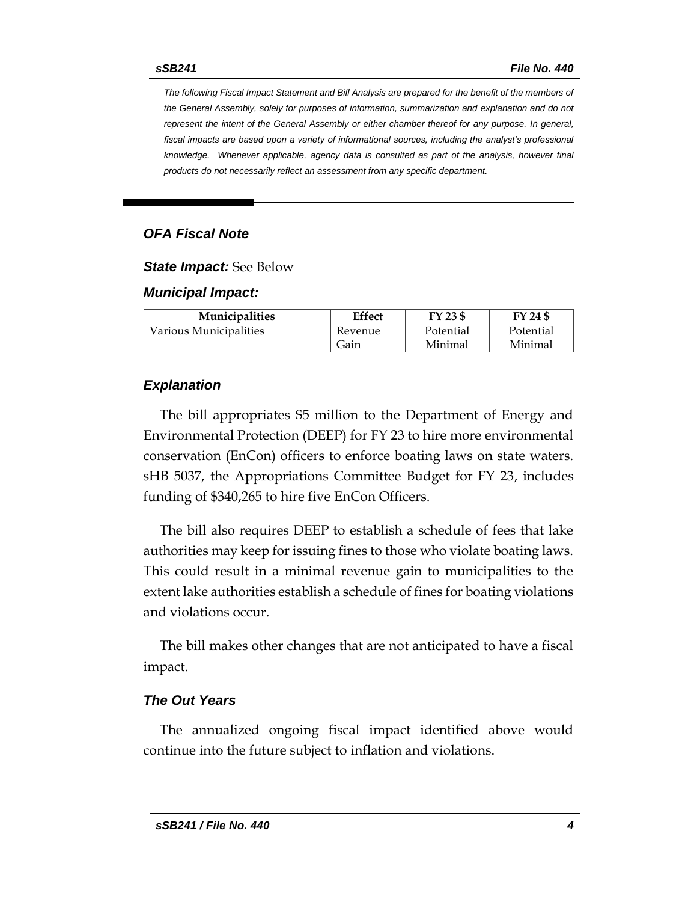*The following Fiscal Impact Statement and Bill Analysis are prepared for the benefit of the members of the General Assembly, solely for purposes of information, summarization and explanation and do not represent the intent of the General Assembly or either chamber thereof for any purpose. In general, fiscal impacts are based upon a variety of informational sources, including the analyst's professional knowledge. Whenever applicable, agency data is consulted as part of the analysis, however final products do not necessarily reflect an assessment from any specific department.*

## OFA Fiscal Note

***State Impact:*** See Below

***Municipal Impact:***

| Municipalities | Effect | FY 23 $ | FY 24 $ |
|---|---|---|---|
| Various Municipalities | Revenue Gain | Potential Minimal | Potential Minimal |

### Explanation

The bill appropriates $5 million to the Department of Energy and Environmental Protection (DEEP) for FY 23 to hire more environmental conservation (EnCon) officers to enforce boating laws on state waters. sHB 5037, the Appropriations Committee Budget for FY 23, includes funding of $340,265 to hire five EnCon Officers.

The bill also requires DEEP to establish a schedule of fees that lake authorities may keep for issuing fines to those who violate boating laws. This could result in a minimal revenue gain to municipalities to the extent lake authorities establish a schedule of fines for boating violations and violations occur.

The bill makes other changes that are not anticipated to have a fiscal impact.

### The Out Years

The annualized ongoing fiscal impact identified above would continue into the future subject to inflation and violations.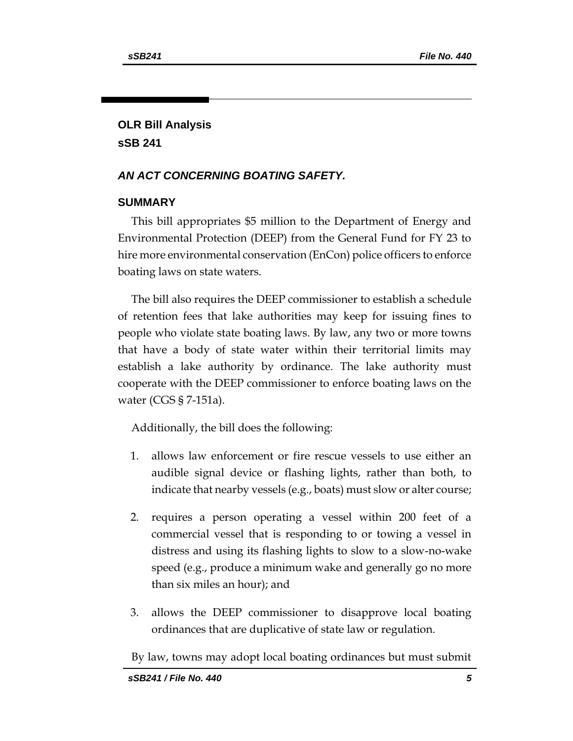## OLR Bill Analysis
## sSB 241

### *AN ACT CONCERNING BOATING SAFETY.*

### SUMMARY

This bill appropriates $5 million to the Department of Energy and Environmental Protection (DEEP) from the General Fund for FY 23 to hire more environmental conservation (EnCon) police officers to enforce boating laws on state waters.

The bill also requires the DEEP commissioner to establish a schedule of retention fees that lake authorities may keep for issuing fines to people who violate state boating laws. By law, any two or more towns that have a body of state water within their territorial limits may establish a lake authority by ordinance. The lake authority must cooperate with the DEEP commissioner to enforce boating laws on the water (CGS § 7-151a).

Additionally, the bill does the following:

1. allows law enforcement or fire rescue vessels to use either an audible signal device or flashing lights, rather than both, to indicate that nearby vessels (e.g., boats) must slow or alter course;
2. requires a person operating a vessel within 200 feet of a commercial vessel that is responding to or towing a vessel in distress and using its flashing lights to slow to a slow-no-wake speed (e.g., produce a minimum wake and generally go no more than six miles an hour); and
3. allows the DEEP commissioner to disapprove local boating ordinances that are duplicative of state law or regulation.

By law, towns may adopt local boating ordinances but must submit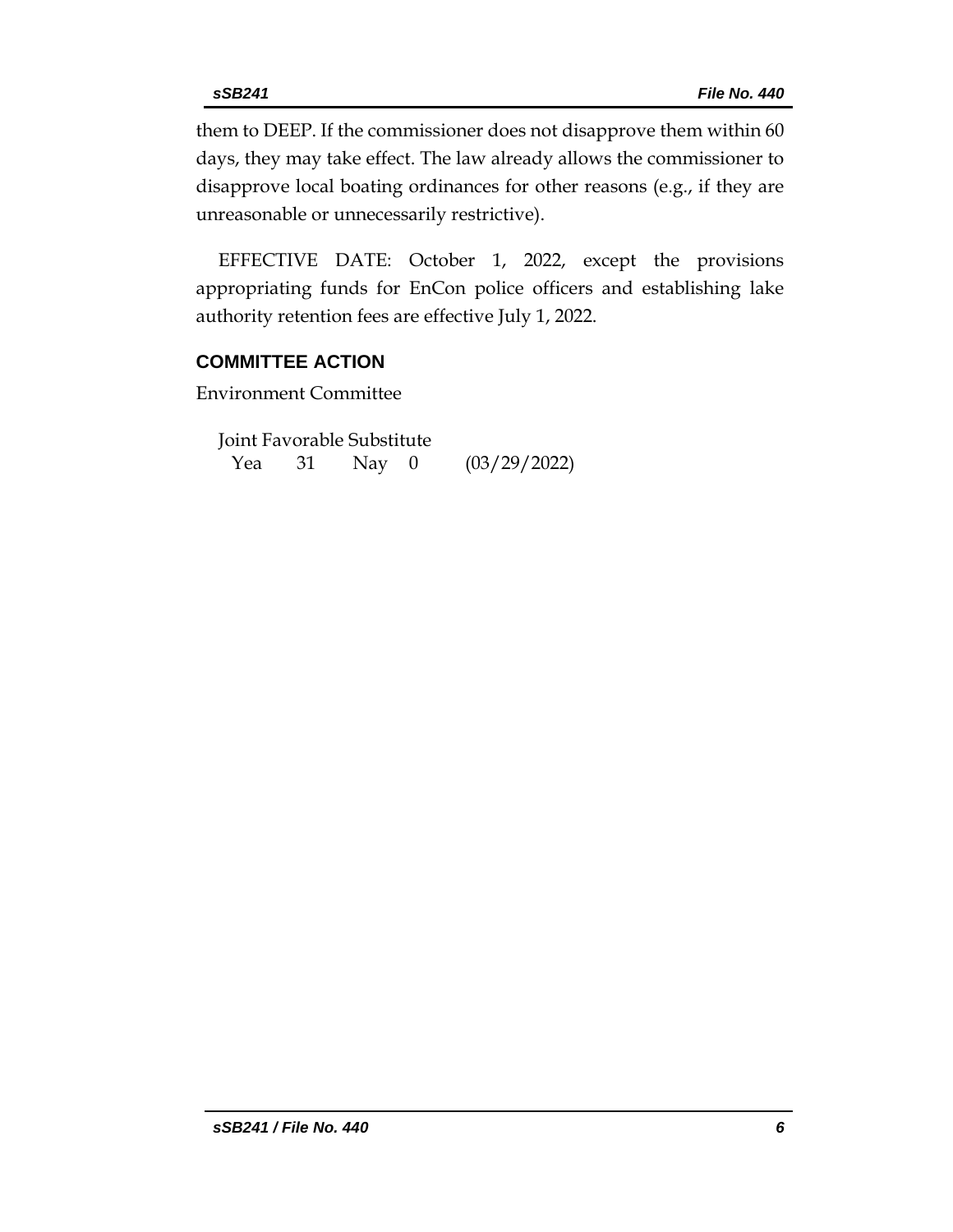them to DEEP. If the commissioner does not disapprove them within 60 days, they may take effect. The law already allows the commissioner to disapprove local boating ordinances for other reasons (e.g., if they are unreasonable or unnecessarily restrictive).

EFFECTIVE DATE: October 1, 2022, except the provisions appropriating funds for EnCon police officers and establishing lake authority retention fees are effective July 1, 2022.

## COMMITTEE ACTION

Environment Committee

| | | | | |
|---|---|---|---|---|
| Joint Favorable Substitute | | | | |
| Yea | 31 | Nay | 0 | (03/29/2022) |